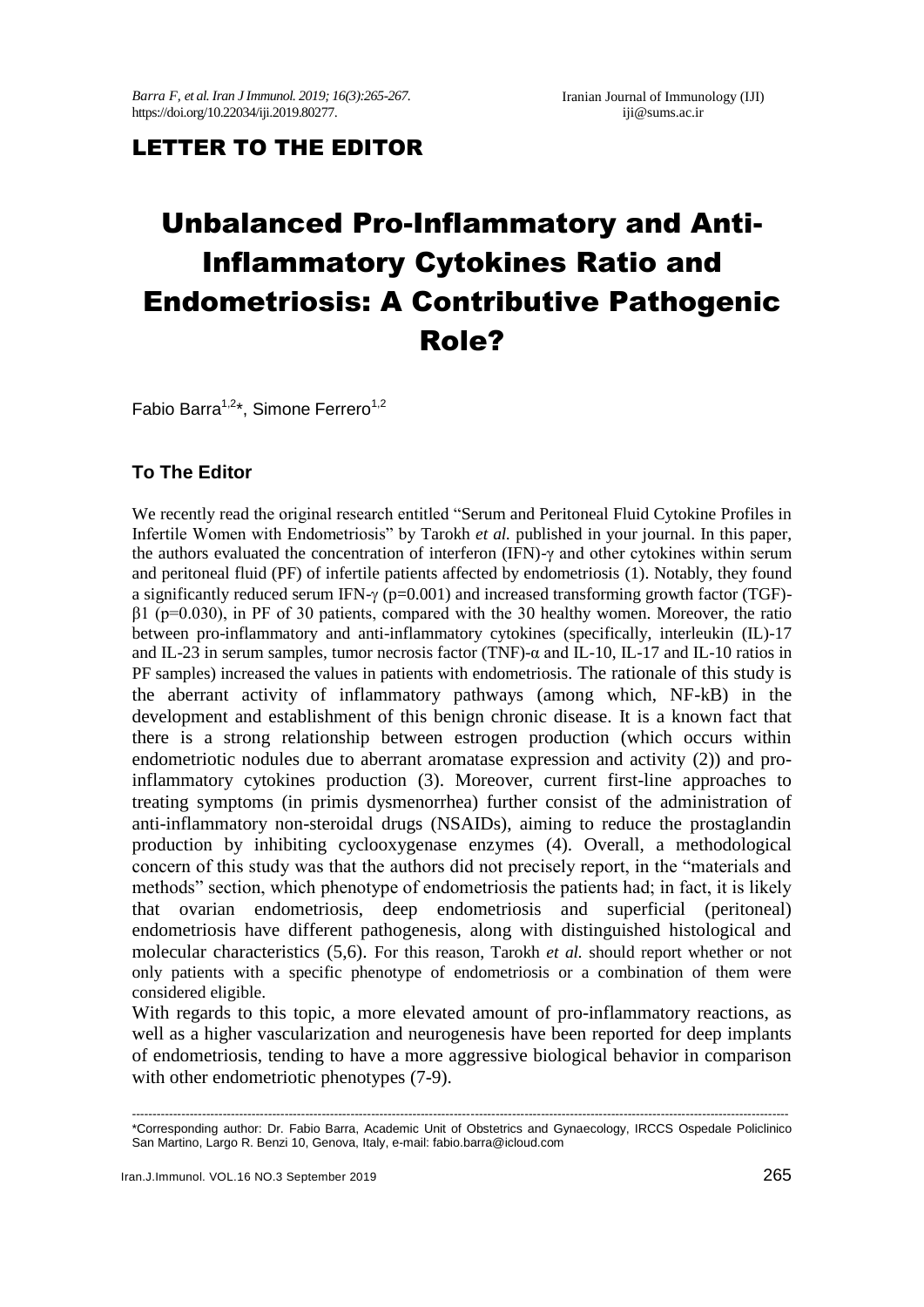LETTER TO THE EDITOR

# Unbalanced Pro-Inflammatory and Anti-Inflammatory Cytokines Ratio and Endometriosis: A Contributive Pathogenic Role?

Fabio Barra[1,2]*, Simone Ferrero[1,2]

### To The Editor

We recently read the original research entitled "Serum and Peritoneal Fluid Cytokine Profiles in Infertile Women with Endometriosis" by Tarokh *et al.* published in your journal. In this paper, the authors evaluated the concentration of interferon (IFN)-γ and other cytokines within serum and peritoneal fluid (PF) of infertile patients affected by endometriosis (1). Notably, they found a significantly reduced serum IFN-γ (p=0.001) and increased transforming growth factor (TGF)-β1 (p=0.030), in PF of 30 patients, compared with the 30 healthy women. Moreover, the ratio between pro-inflammatory and anti-inflammatory cytokines (specifically, interleukin (IL)-17 and IL-23 in serum samples, tumor necrosis factor (TNF)-α and IL-10, IL-17 and IL-10 ratios in PF samples) increased the values in patients with endometriosis. The rationale of this study is the aberrant activity of inflammatory pathways (among which, NF-kB) in the development and establishment of this benign chronic disease. It is a known fact that there is a strong relationship between estrogen production (which occurs within endometriotic nodules due to aberrant aromatase expression and activity (2)) and pro-inflammatory cytokines production (3). Moreover, current first-line approaches to treating symptoms (in primis dysmenorrhea) further consist of the administration of anti-inflammatory non-steroidal drugs (NSAIDs), aiming to reduce the prostaglandin production by inhibiting cyclooxygenase enzymes (4). Overall, a methodological concern of this study was that the authors did not precisely report, in the "materials and methods" section, which phenotype of endometriosis the patients had; in fact, it is likely that ovarian endometriosis, deep endometriosis and superficial (peritoneal) endometriosis have different pathogenesis, along with distinguished histological and molecular characteristics (5,6). For this reason, Tarokh *et al.* should report whether or not only patients with a specific phenotype of endometriosis or a combination of them were considered eligible.

With regards to this topic, a more elevated amount of pro-inflammatory reactions, as well as a higher vascularization and neurogenesis have been reported for deep implants of endometriosis, tending to have a more aggressive biological behavior in comparison with other endometriotic phenotypes (7-9).

---

*Corresponding author: Dr. Fabio Barra, Academic Unit of Obstetrics and Gynaecology, IRCCS Ospedale Policlinico San Martino, Largo R. Benzi 10, Genova, Italy, e-mail: fabio.barra@icloud.com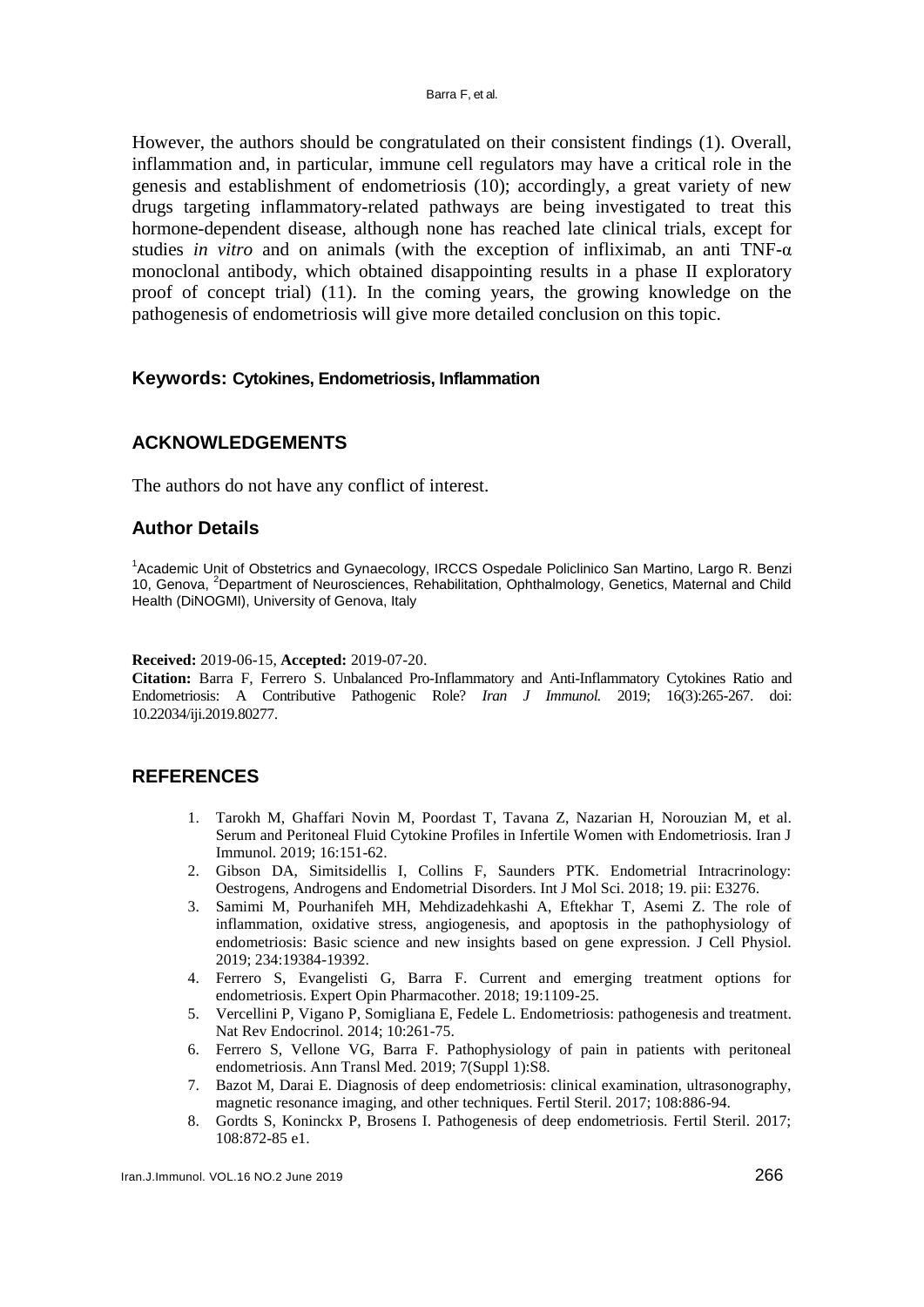However, the authors should be congratulated on their consistent findings (1). Overall, inflammation and, in particular, immune cell regulators may have a critical role in the genesis and establishment of endometriosis (10); accordingly, a great variety of new drugs targeting inflammatory-related pathways are being investigated to treat this hormone-dependent disease, although none has reached late clinical trials, except for studies *in vitro* and on animals (with the exception of infliximab, an anti TNF-α monoclonal antibody, which obtained disappointing results in a phase II exploratory proof of concept trial) (11). In the coming years, the growing knowledge on the pathogenesis of endometriosis will give more detailed conclusion on this topic.

**Keywords: Cytokines, Endometriosis, Inflammation**

## ACKNOWLEDGEMENTS

The authors do not have any conflict of interest.

## Author Details

[1]Academic Unit of Obstetrics and Gynaecology, IRCCS Ospedale Policlinico San Martino, Largo R. Benzi 10, Genova, [2]Department of Neurosciences, Rehabilitation, Ophthalmology, Genetics, Maternal and Child Health (DiNOGMI), University of Genova, Italy

**Received:** 2019-06-15, **Accepted:** 2019-07-20.

**Citation:** Barra F, Ferrero S. Unbalanced Pro-Inflammatory and Anti-Inflammatory Cytokines Ratio and Endometriosis: A Contributive Pathogenic Role? *Iran J Immunol.* 2019; 16(3):265-267. doi: 10.22034/iji.2019.80277.

## REFERENCES

1. Tarokh M, Ghaffari Novin M, Poordast T, Tavana Z, Nazarian H, Norouzian M, et al. Serum and Peritoneal Fluid Cytokine Profiles in Infertile Women with Endometriosis. Iran J Immunol. 2019; 16:151-62.
2. Gibson DA, Simitsidellis I, Collins F, Saunders PTK. Endometrial Intracrinology: Oestrogens, Androgens and Endometrial Disorders. Int J Mol Sci. 2018; 19. pii: E3276.
3. Samimi M, Pourhanifeh MH, Mehdizadehkashi A, Eftekhar T, Asemi Z. The role of inflammation, oxidative stress, angiogenesis, and apoptosis in the pathophysiology of endometriosis: Basic science and new insights based on gene expression. J Cell Physiol. 2019; 234:19384-19392.
4. Ferrero S, Evangelisti G, Barra F. Current and emerging treatment options for endometriosis. Expert Opin Pharmacother. 2018; 19:1109-25.
5. Vercellini P, Vigano P, Somigliana E, Fedele L. Endometriosis: pathogenesis and treatment. Nat Rev Endocrinol. 2014; 10:261-75.
6. Ferrero S, Vellone VG, Barra F. Pathophysiology of pain in patients with peritoneal endometriosis. Ann Transl Med. 2019; 7(Suppl 1):S8.
7. Bazot M, Darai E. Diagnosis of deep endometriosis: clinical examination, ultrasonography, magnetic resonance imaging, and other techniques. Fertil Steril. 2017; 108:886-94.
8. Gordts S, Koninckx P, Brosens I. Pathogenesis of deep endometriosis. Fertil Steril. 2017; 108:872-85 e1.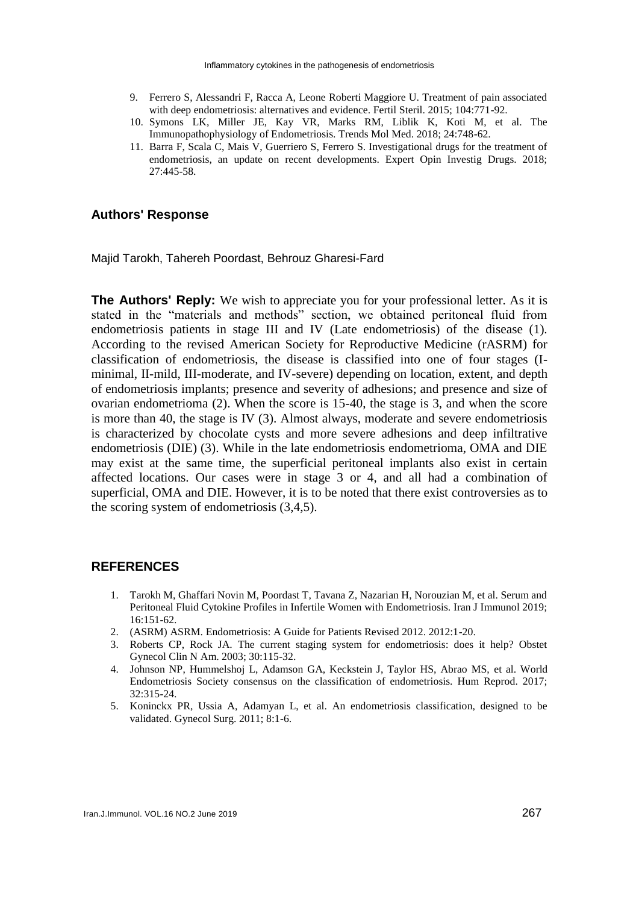9. Ferrero S, Alessandri F, Racca A, Leone Roberti Maggiore U. Treatment of pain associated with deep endometriosis: alternatives and evidence. Fertil Steril. 2015; 104:771-92.
10. Symons LK, Miller JE, Kay VR, Marks RM, Liblik K, Koti M, et al. The Immunopathophysiology of Endometriosis. Trends Mol Med. 2018; 24:748-62.
11. Barra F, Scala C, Mais V, Guerriero S, Ferrero S. Investigational drugs for the treatment of endometriosis, an update on recent developments. Expert Opin Investig Drugs. 2018; 27:445-58.

## Authors' Response

Majid Tarokh, Tahereh Poordast, Behrouz Gharesi-Fard

**The Authors' Reply:** We wish to appreciate you for your professional letter. As it is stated in the "materials and methods" section, we obtained peritoneal fluid from endometriosis patients in stage III and IV (Late endometriosis) of the disease (1). According to the revised American Society for Reproductive Medicine (rASRM) for classification of endometriosis, the disease is classified into one of four stages (I-minimal, II-mild, III-moderate, and IV-severe) depending on location, extent, and depth of endometriosis implants; presence and severity of adhesions; and presence and size of ovarian endometrioma (2). When the score is 15-40, the stage is 3, and when the score is more than 40, the stage is IV (3). Almost always, moderate and severe endometriosis is characterized by chocolate cysts and more severe adhesions and deep infiltrative endometriosis (DIE) (3). While in the late endometriosis endometrioma, OMA and DIE may exist at the same time, the superficial peritoneal implants also exist in certain affected locations. Our cases were in stage 3 or 4, and all had a combination of superficial, OMA and DIE. However, it is to be noted that there exist controversies as to the scoring system of endometriosis (3,4,5).

## REFERENCES

1. Tarokh M, Ghaffari Novin M, Poordast T, Tavana Z, Nazarian H, Norouzian M, et al. Serum and Peritoneal Fluid Cytokine Profiles in Infertile Women with Endometriosis. Iran J Immunol 2019; 16:151-62.
2. (ASRM) ASRM. Endometriosis: A Guide for Patients Revised 2012. 2012:1-20.
3. Roberts CP, Rock JA. The current staging system for endometriosis: does it help? Obstet Gynecol Clin N Am. 2003; 30:115-32.
4. Johnson NP, Hummelshoj L, Adamson GA, Keckstein J, Taylor HS, Abrao MS, et al. World Endometriosis Society consensus on the classification of endometriosis. Hum Reprod. 2017; 32:315-24.
5. Koninckx PR, Ussia A, Adamyan L, et al. An endometriosis classification, designed to be validated. Gynecol Surg. 2011; 8:1-6.